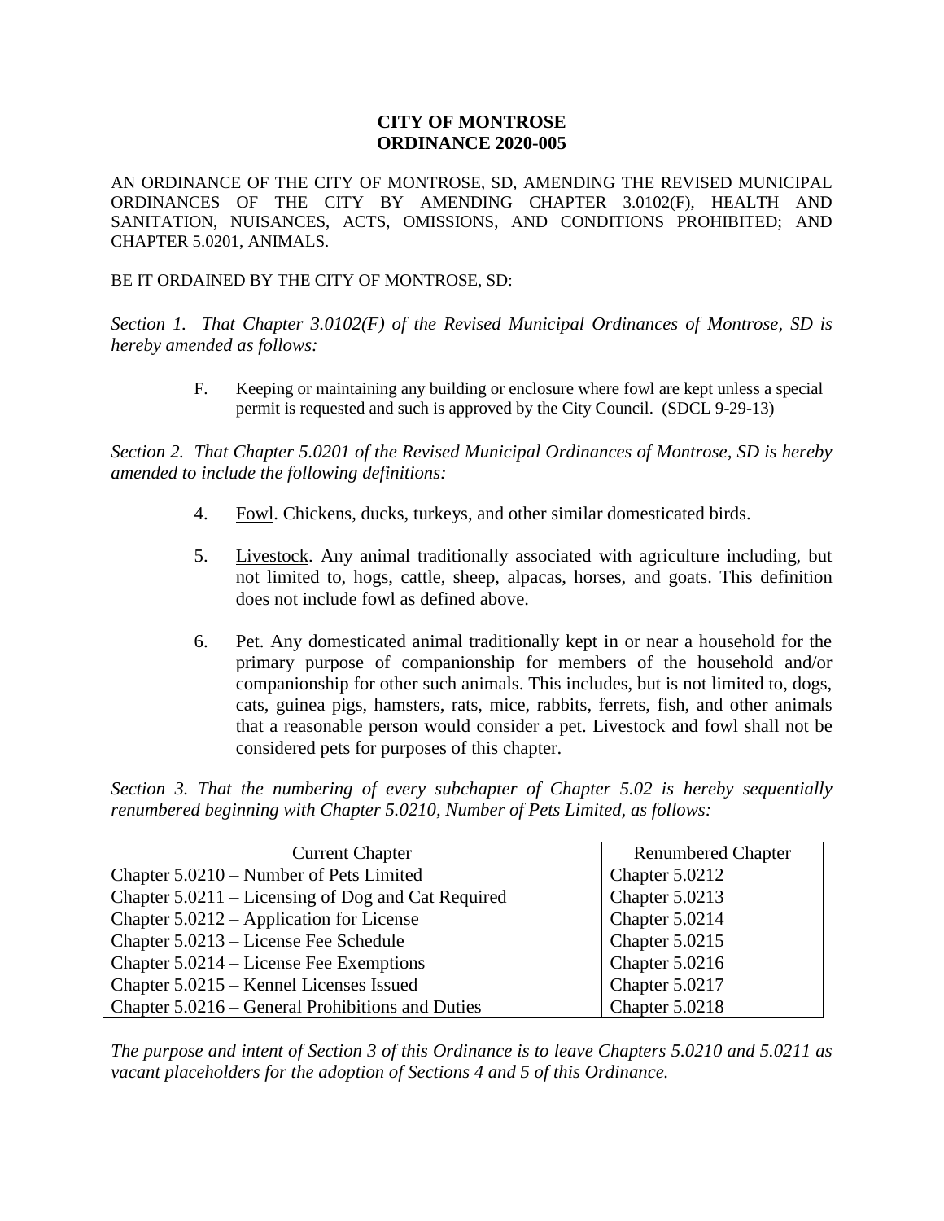# CITY OF MONTROSE
# ORDINANCE 2020-005

AN ORDINANCE OF THE CITY OF MONTROSE, SD, AMENDING THE REVISED MUNICIPAL ORDINANCES OF THE CITY BY AMENDING CHAPTER 3.0102(F), HEALTH AND SANITATION, NUISANCES, ACTS, OMISSIONS, AND CONDITIONS PROHIBITED; AND CHAPTER 5.0201, ANIMALS.

BE IT ORDAINED BY THE CITY OF MONTROSE, SD:

*Section 1. That Chapter 3.0102(F) of the Revised Municipal Ordinances of Montrose, SD is hereby amended as follows:*

> F. Keeping or maintaining any building or enclosure where fowl are kept unless a special permit is requested and such is approved by the City Council. (SDCL 9-29-13)

*Section 2. That Chapter 5.0201 of the Revised Municipal Ordinances of Montrose, SD is hereby amended to include the following definitions:*

4. Fowl. Chickens, ducks, turkeys, and other similar domesticated birds.

5. Livestock. Any animal traditionally associated with agriculture including, but not limited to, hogs, cattle, sheep, alpacas, horses, and goats. This definition does not include fowl as defined above.

6. Pet. Any domesticated animal traditionally kept in or near a household for the primary purpose of companionship for members of the household and/or companionship for other such animals. This includes, but is not limited to, dogs, cats, guinea pigs, hamsters, rats, mice, rabbits, ferrets, fish, and other animals that a reasonable person would consider a pet. Livestock and fowl shall not be considered pets for purposes of this chapter.

*Section 3. That the numbering of every subchapter of Chapter 5.02 is hereby sequentially renumbered beginning with Chapter 5.0210, Number of Pets Limited, as follows:*

| Current Chapter | Renumbered Chapter |
|---|---|
| Chapter 5.0210 – Number of Pets Limited | Chapter 5.0212 |
| Chapter 5.0211 – Licensing of Dog and Cat Required | Chapter 5.0213 |
| Chapter 5.0212 – Application for License | Chapter 5.0214 |
| Chapter 5.0213 – License Fee Schedule | Chapter 5.0215 |
| Chapter 5.0214 – License Fee Exemptions | Chapter 5.0216 |
| Chapter 5.0215 – Kennel Licenses Issued | Chapter 5.0217 |
| Chapter 5.0216 – General Prohibitions and Duties | Chapter 5.0218 |

*The purpose and intent of Section 3 of this Ordinance is to leave Chapters 5.0210 and 5.0211 as vacant placeholders for the adoption of Sections 4 and 5 of this Ordinance.*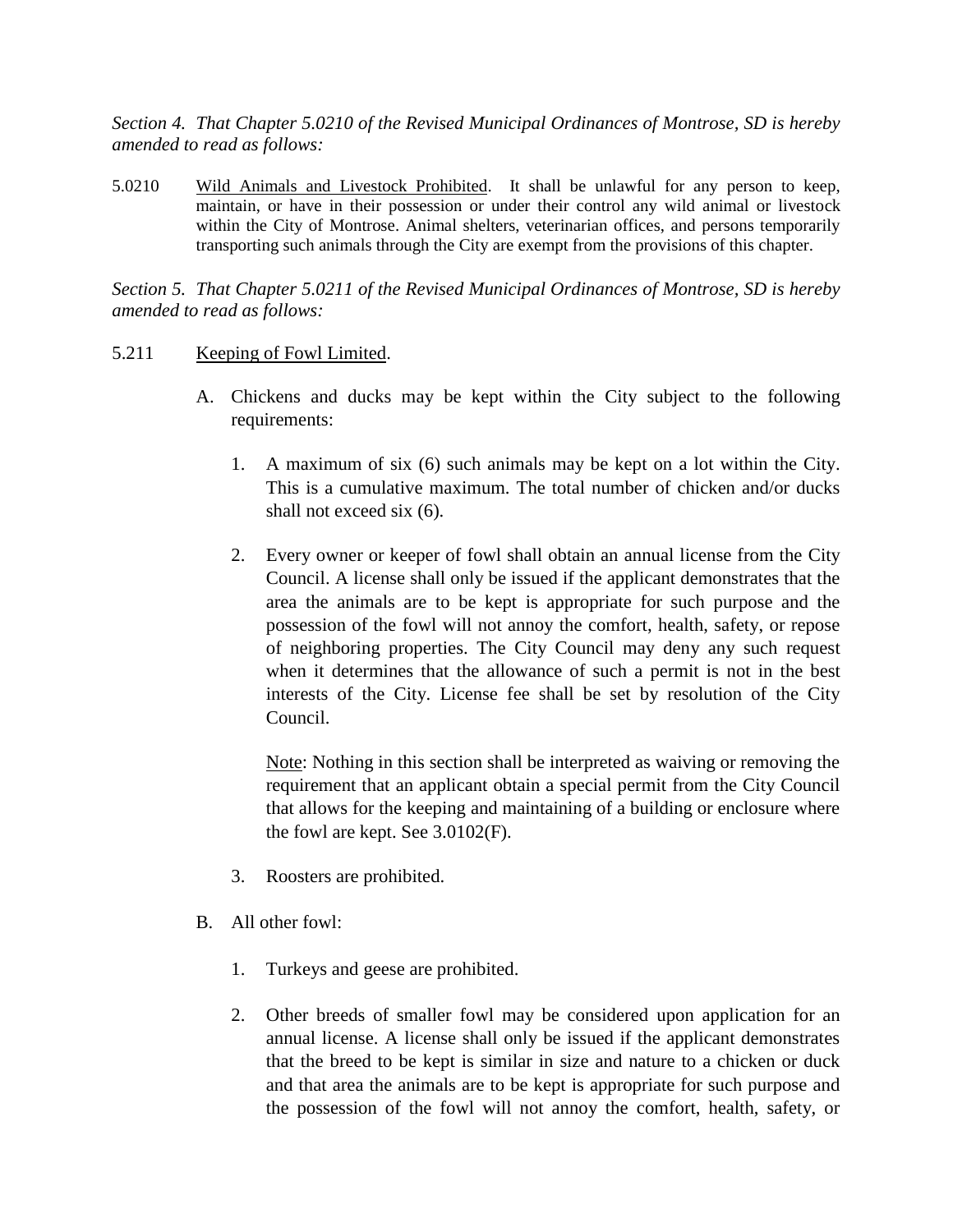*Section 4. That Chapter 5.0210 of the Revised Municipal Ordinances of Montrose, SD is hereby amended to read as follows:*

5.0210 Wild Animals and Livestock Prohibited. It shall be unlawful for any person to keep, maintain, or have in their possession or under their control any wild animal or livestock within the City of Montrose. Animal shelters, veterinarian offices, and persons temporarily transporting such animals through the City are exempt from the provisions of this chapter.

*Section 5. That Chapter 5.0211 of the Revised Municipal Ordinances of Montrose, SD is hereby amended to read as follows:*

5.211 Keeping of Fowl Limited.

A. Chickens and ducks may be kept within the City subject to the following requirements:

1. A maximum of six (6) such animals may be kept on a lot within the City. This is a cumulative maximum. The total number of chicken and/or ducks shall not exceed six (6).

2. Every owner or keeper of fowl shall obtain an annual license from the City Council. A license shall only be issued if the applicant demonstrates that the area the animals are to be kept is appropriate for such purpose and the possession of the fowl will not annoy the comfort, health, safety, or repose of neighboring properties. The City Council may deny any such request when it determines that the allowance of such a permit is not in the best interests of the City. License fee shall be set by resolution of the City Council.

   Note: Nothing in this section shall be interpreted as waiving or removing the requirement that an applicant obtain a special permit from the City Council that allows for the keeping and maintaining of a building or enclosure where the fowl are kept. See 3.0102(F).

3. Roosters are prohibited.

B. All other fowl:

1. Turkeys and geese are prohibited.

2. Other breeds of smaller fowl may be considered upon application for an annual license. A license shall only be issued if the applicant demonstrates that the breed to be kept is similar in size and nature to a chicken or duck and that area the animals are to be kept is appropriate for such purpose and the possession of the fowl will not annoy the comfort, health, safety, or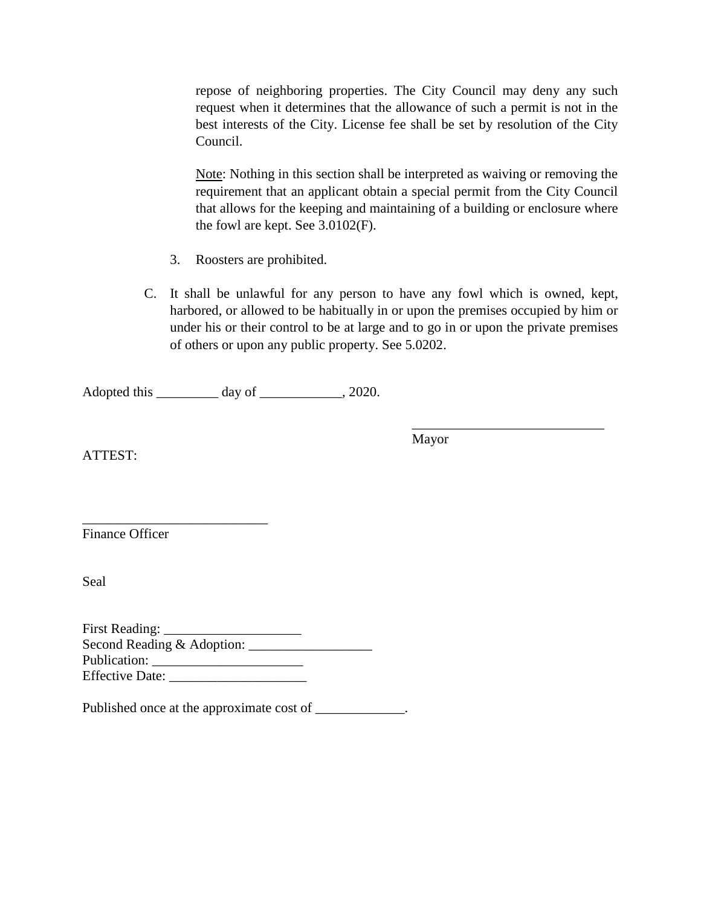repose of neighboring properties. The City Council may deny any such request when it determines that the allowance of such a permit is not in the best interests of the City. License fee shall be set by resolution of the City Council.

Note: Nothing in this section shall be interpreted as waiving or removing the requirement that an applicant obtain a special permit from the City Council that allows for the keeping and maintaining of a building or enclosure where the fowl are kept. See 3.0102(F).

3. Roosters are prohibited.

C. It shall be unlawful for any person to have any fowl which is owned, kept, harbored, or allowed to be habitually in or upon the premises occupied by him or under his or their control to be at large and to go in or upon the private premises of others or upon any public property. See 5.0202.

Adopted this _________ day of ____________, 2020.

____________________________
Mayor

ATTEST:

___________________________
Finance Officer

Seal

First Reading: ____________________
Second Reading & Adoption: __________________
Publication: ______________________
Effective Date: ____________________

Published once at the approximate cost of _____________.